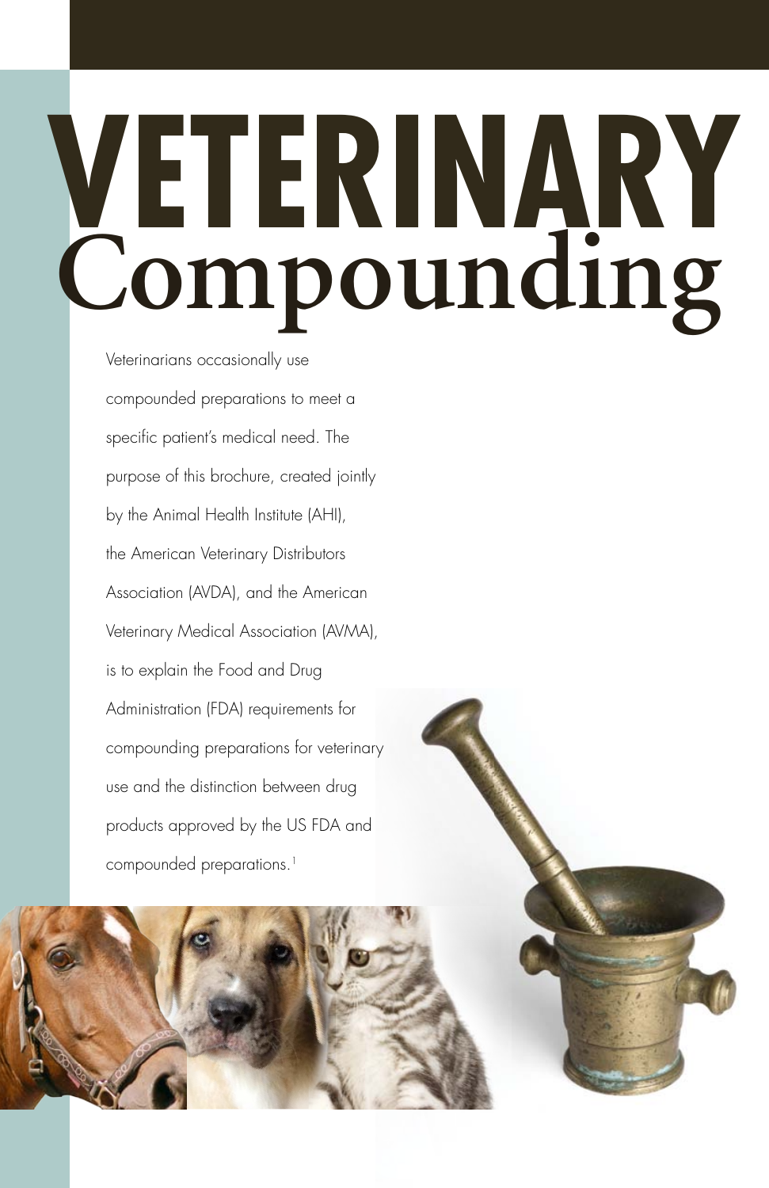# VETERINARY Compounding

Veterinarians occasionally use compounded preparations to meet a specific patient's medical need. The purpose of this brochure, created jointly by the Animal Health Institute (AHI), the American Veterinary Distributors Association (AVDA), and the American Veterinary Medical Association (AVMA), is to explain the Food and Drug Administration (FDA) requirements for compounding preparations for veterinary use and the distinction between drug products approved by the US FDA and compounded preparations.[1]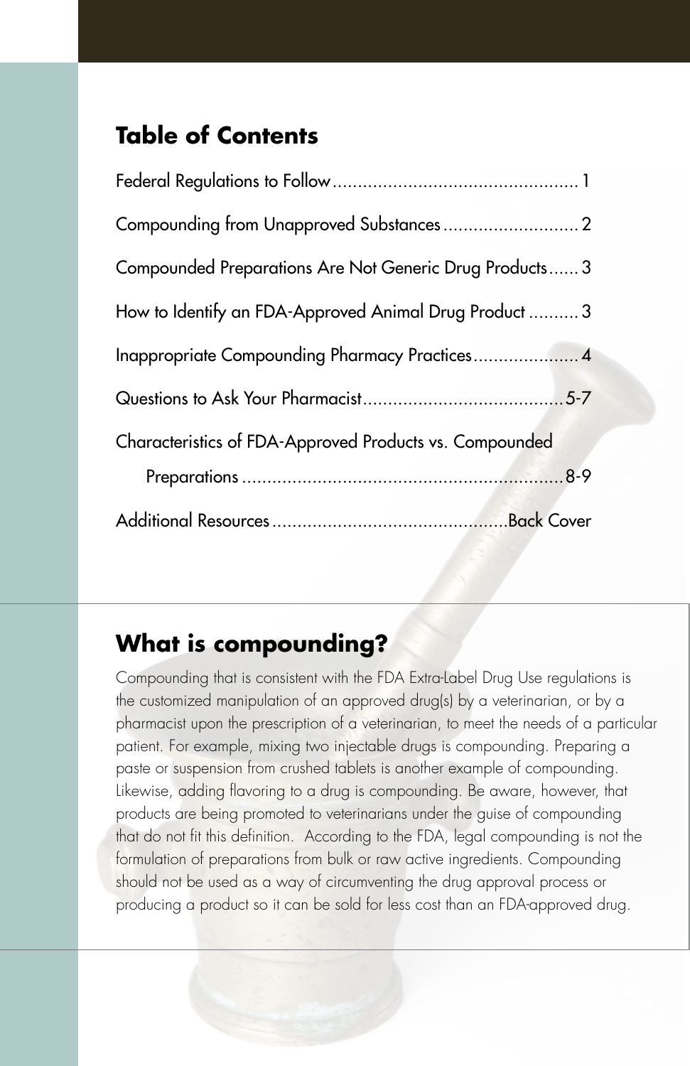## Table of Contents

Federal Regulations to Follow ................................................ 1

Compounding from Unapproved Substances ........................... 2

Compounded Preparations Are Not Generic Drug Products ...... 3

How to Identify an FDA-Approved Animal Drug Product .......... 3

Inappropriate Compounding Pharmacy Practices ..................... 4

Questions to Ask Your Pharmacist ........................................ 5-7

Characteristics of FDA-Approved Products vs. Compounded Preparations ................................................................ 8-9

Additional Resources .............................................. Back Cover

## What is compounding?

Compounding that is consistent with the FDA Extra-Label Drug Use regulations is the customized manipulation of an approved drug(s) by a veterinarian, or by a pharmacist upon the prescription of a veterinarian, to meet the needs of a particular patient. For example, mixing two injectable drugs is compounding. Preparing a paste or suspension from crushed tablets is another example of compounding. Likewise, adding flavoring to a drug is compounding. Be aware, however, that products are being promoted to veterinarians under the guise of compounding that do not fit this definition. According to the FDA, legal compounding is not the formulation of preparations from bulk or raw active ingredients. Compounding should not be used as a way of circumventing the drug approval process or producing a product so it can be sold for less cost than an FDA-approved drug.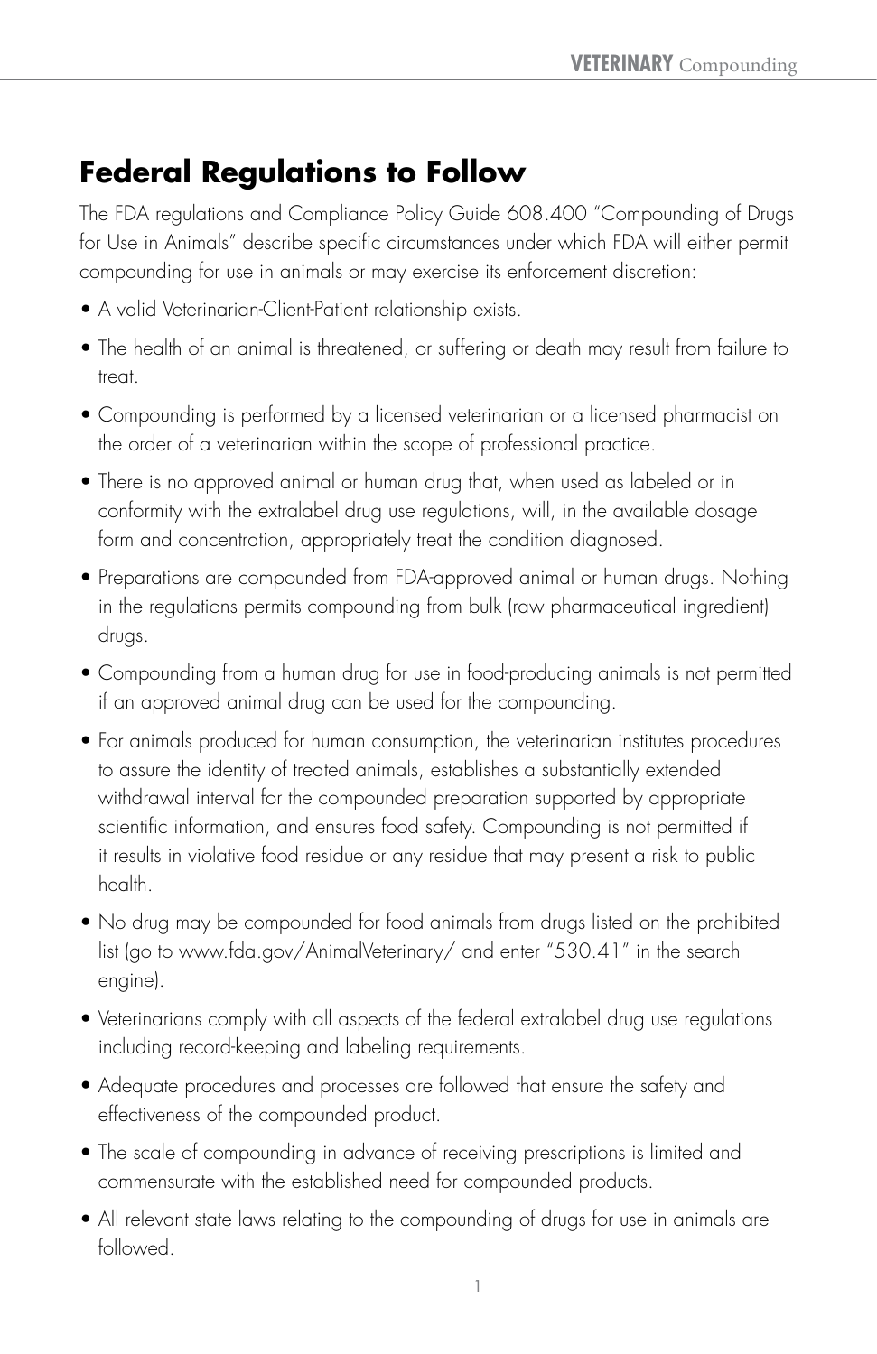## Federal Regulations to Follow

The FDA regulations and Compliance Policy Guide 608.400 "Compounding of Drugs for Use in Animals" describe specific circumstances under which FDA will either permit compounding for use in animals or may exercise its enforcement discretion:

- A valid Veterinarian-Client-Patient relationship exists.
- The health of an animal is threatened, or suffering or death may result from failure to treat.
- Compounding is performed by a licensed veterinarian or a licensed pharmacist on the order of a veterinarian within the scope of professional practice.
- There is no approved animal or human drug that, when used as labeled or in conformity with the extralabel drug use regulations, will, in the available dosage form and concentration, appropriately treat the condition diagnosed.
- Preparations are compounded from FDA-approved animal or human drugs. Nothing in the regulations permits compounding from bulk (raw pharmaceutical ingredient) drugs.
- Compounding from a human drug for use in food-producing animals is not permitted if an approved animal drug can be used for the compounding.
- For animals produced for human consumption, the veterinarian institutes procedures to assure the identity of treated animals, establishes a substantially extended withdrawal interval for the compounded preparation supported by appropriate scientific information, and ensures food safety. Compounding is not permitted if it results in violative food residue or any residue that may present a risk to public health.
- No drug may be compounded for food animals from drugs listed on the prohibited list (go to www.fda.gov/AnimalVeterinary/ and enter "530.41" in the search engine).
- Veterinarians comply with all aspects of the federal extralabel drug use regulations including record-keeping and labeling requirements.
- Adequate procedures and processes are followed that ensure the safety and effectiveness of the compounded product.
- The scale of compounding in advance of receiving prescriptions is limited and commensurate with the established need for compounded products.
- All relevant state laws relating to the compounding of drugs for use in animals are followed.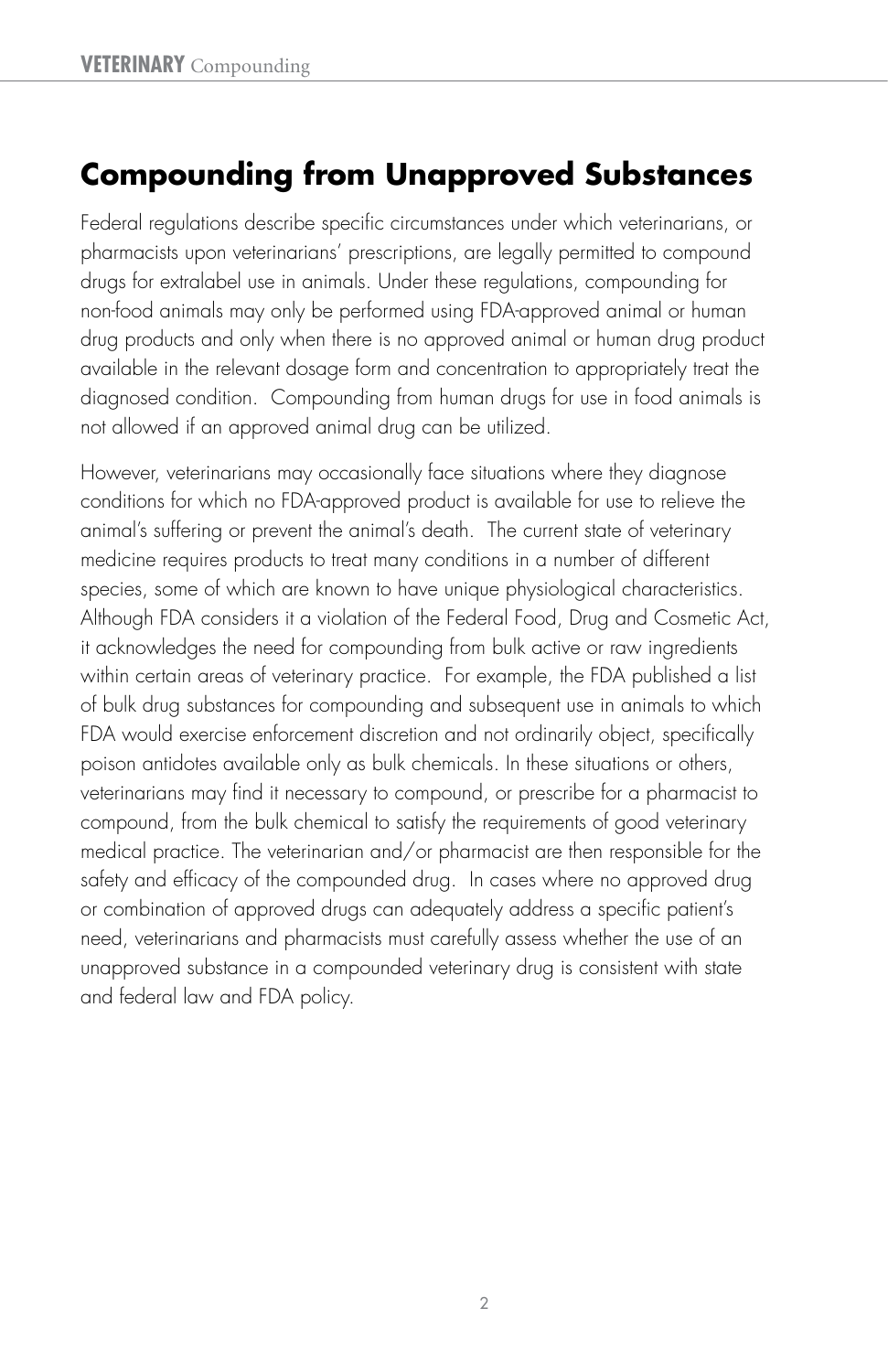## Compounding from Unapproved Substances

Federal regulations describe specific circumstances under which veterinarians, or pharmacists upon veterinarians' prescriptions, are legally permitted to compound drugs for extralabel use in animals. Under these regulations, compounding for non-food animals may only be performed using FDA-approved animal or human drug products and only when there is no approved animal or human drug product available in the relevant dosage form and concentration to appropriately treat the diagnosed condition. Compounding from human drugs for use in food animals is not allowed if an approved animal drug can be utilized.

However, veterinarians may occasionally face situations where they diagnose conditions for which no FDA-approved product is available for use to relieve the animal's suffering or prevent the animal's death. The current state of veterinary medicine requires products to treat many conditions in a number of different species, some of which are known to have unique physiological characteristics. Although FDA considers it a violation of the Federal Food, Drug and Cosmetic Act, it acknowledges the need for compounding from bulk active or raw ingredients within certain areas of veterinary practice. For example, the FDA published a list of bulk drug substances for compounding and subsequent use in animals to which FDA would exercise enforcement discretion and not ordinarily object, specifically poison antidotes available only as bulk chemicals. In these situations or others, veterinarians may find it necessary to compound, or prescribe for a pharmacist to compound, from the bulk chemical to satisfy the requirements of good veterinary medical practice. The veterinarian and/or pharmacist are then responsible for the safety and efficacy of the compounded drug. In cases where no approved drug or combination of approved drugs can adequately address a specific patient's need, veterinarians and pharmacists must carefully assess whether the use of an unapproved substance in a compounded veterinary drug is consistent with state and federal law and FDA policy.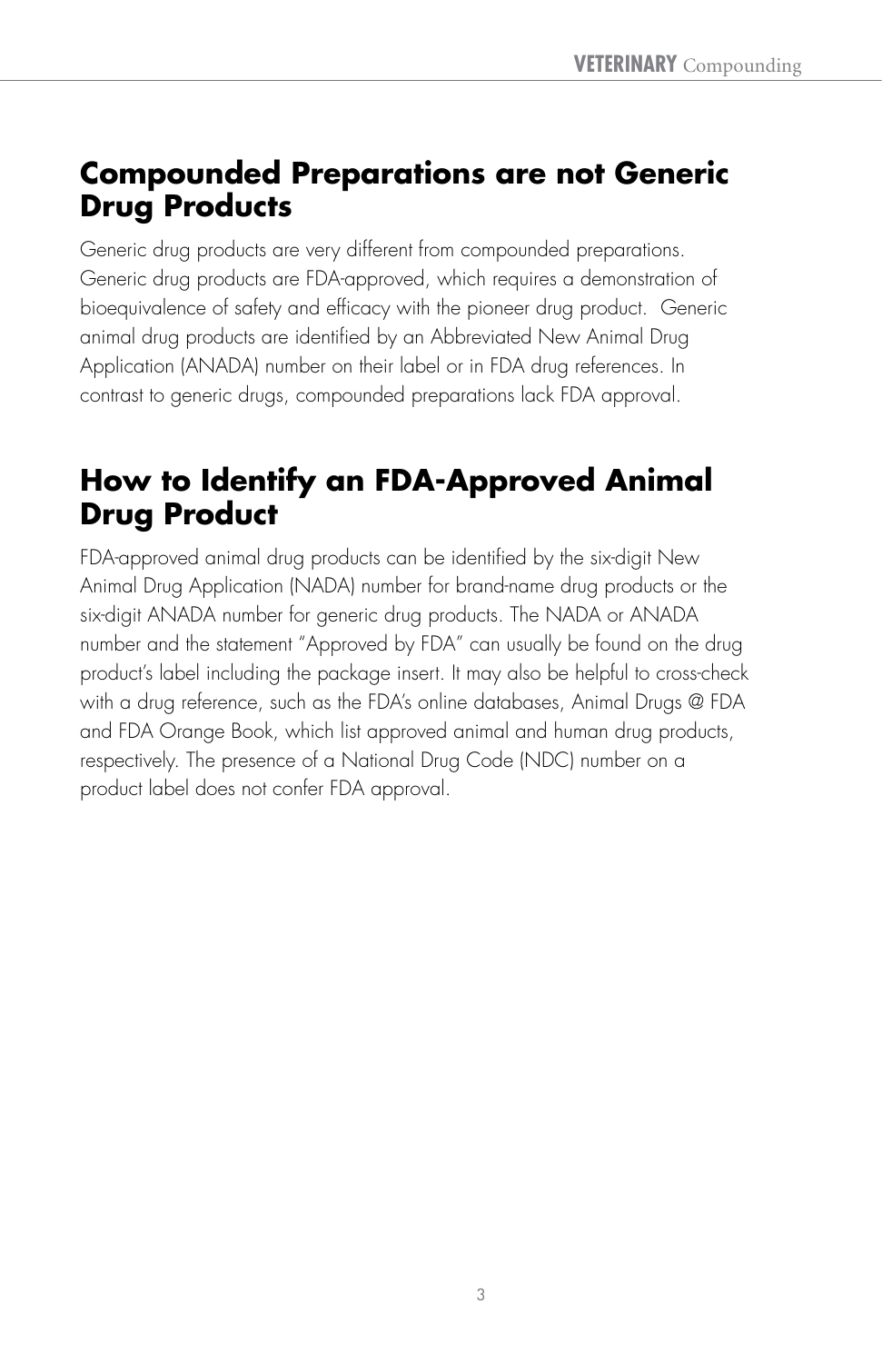## Compounded Preparations are not Generic Drug Products

Generic drug products are very different from compounded preparations. Generic drug products are FDA-approved, which requires a demonstration of bioequivalence of safety and efficacy with the pioneer drug product. Generic animal drug products are identified by an Abbreviated New Animal Drug Application (ANADA) number on their label or in FDA drug references. In contrast to generic drugs, compounded preparations lack FDA approval.

## How to Identify an FDA-Approved Animal Drug Product

FDA-approved animal drug products can be identified by the six-digit New Animal Drug Application (NADA) number for brand-name drug products or the six-digit ANADA number for generic drug products. The NADA or ANADA number and the statement "Approved by FDA" can usually be found on the drug product's label including the package insert. It may also be helpful to cross-check with a drug reference, such as the FDA's online databases, Animal Drugs @ FDA and FDA Orange Book, which list approved animal and human drug products, respectively. The presence of a National Drug Code (NDC) number on a product label does not confer FDA approval.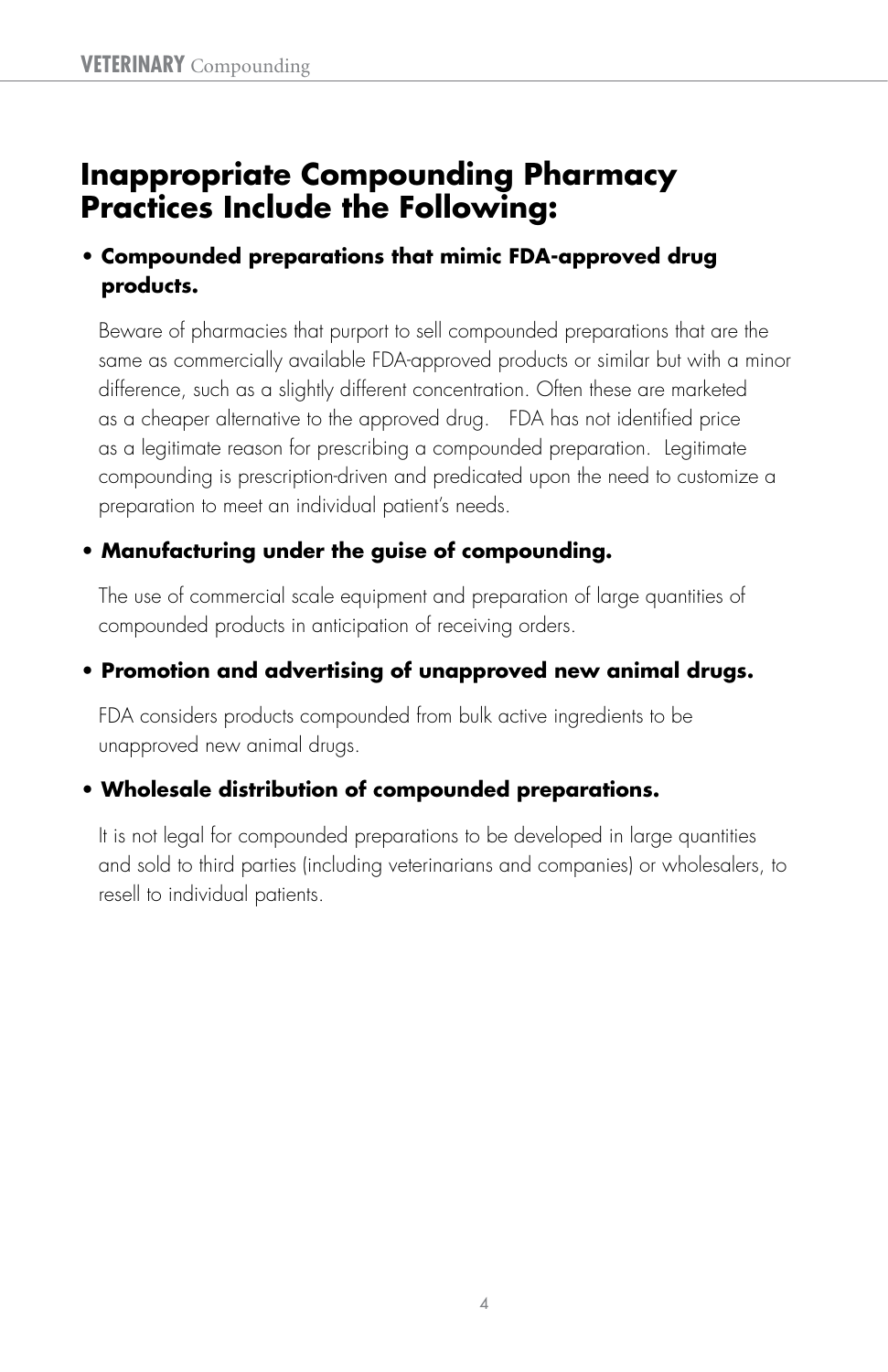# Inappropriate Compounding Pharmacy Practices Include the Following:

- **Compounded preparations that mimic FDA-approved drug products.**

  Beware of pharmacies that purport to sell compounded preparations that are the same as commercially available FDA-approved products or similar but with a minor difference, such as a slightly different concentration. Often these are marketed as a cheaper alternative to the approved drug. FDA has not identified price as a legitimate reason for prescribing a compounded preparation. Legitimate compounding is prescription-driven and predicated upon the need to customize a preparation to meet an individual patient's needs.

- **Manufacturing under the guise of compounding.**

  The use of commercial scale equipment and preparation of large quantities of compounded products in anticipation of receiving orders.

- **Promotion and advertising of unapproved new animal drugs.**

  FDA considers products compounded from bulk active ingredients to be unapproved new animal drugs.

- **Wholesale distribution of compounded preparations.**

  It is not legal for compounded preparations to be developed in large quantities and sold to third parties (including veterinarians and companies) or wholesalers, to resell to individual patients.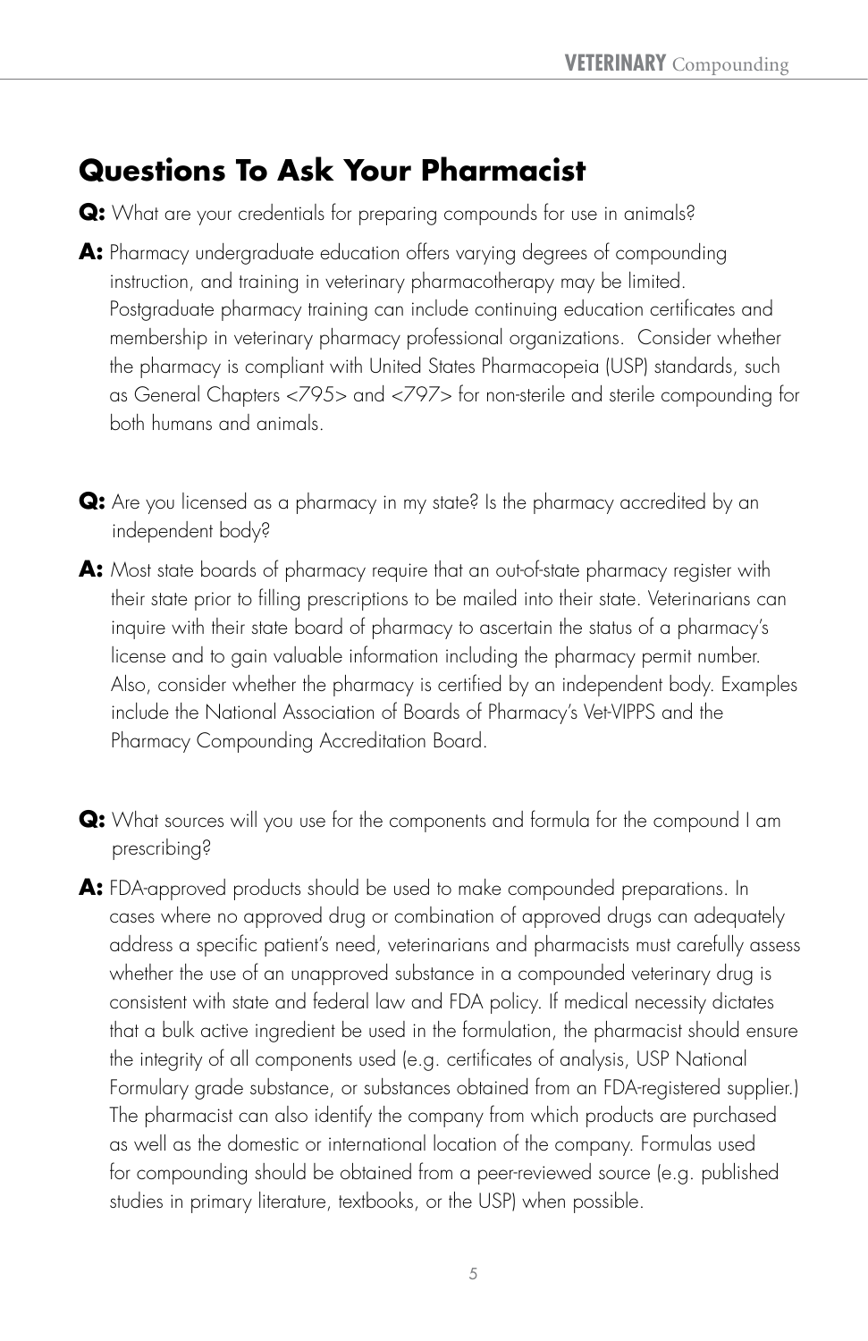## Questions To Ask Your Pharmacist

**Q:** What are your credentials for preparing compounds for use in animals?

**A:** Pharmacy undergraduate education offers varying degrees of compounding instruction, and training in veterinary pharmacotherapy may be limited. Postgraduate pharmacy training can include continuing education certificates and membership in veterinary pharmacy professional organizations. Consider whether the pharmacy is compliant with United States Pharmacopeia (USP) standards, such as General Chapters <795> and <797> for non-sterile and sterile compounding for both humans and animals.

**Q:** Are you licensed as a pharmacy in my state? Is the pharmacy accredited by an independent body?

**A:** Most state boards of pharmacy require that an out-of-state pharmacy register with their state prior to filling prescriptions to be mailed into their state. Veterinarians can inquire with their state board of pharmacy to ascertain the status of a pharmacy's license and to gain valuable information including the pharmacy permit number. Also, consider whether the pharmacy is certified by an independent body. Examples include the National Association of Boards of Pharmacy's Vet-VIPPS and the Pharmacy Compounding Accreditation Board.

**Q:** What sources will you use for the components and formula for the compound I am prescribing?

**A:** FDA-approved products should be used to make compounded preparations. In cases where no approved drug or combination of approved drugs can adequately address a specific patient's need, veterinarians and pharmacists must carefully assess whether the use of an unapproved substance in a compounded veterinary drug is consistent with state and federal law and FDA policy. If medical necessity dictates that a bulk active ingredient be used in the formulation, the pharmacist should ensure the integrity of all components used (e.g. certificates of analysis, USP National Formulary grade substance, or substances obtained from an FDA-registered supplier.) The pharmacist can also identify the company from which products are purchased as well as the domestic or international location of the company. Formulas used for compounding should be obtained from a peer-reviewed source (e.g. published studies in primary literature, textbooks, or the USP) when possible.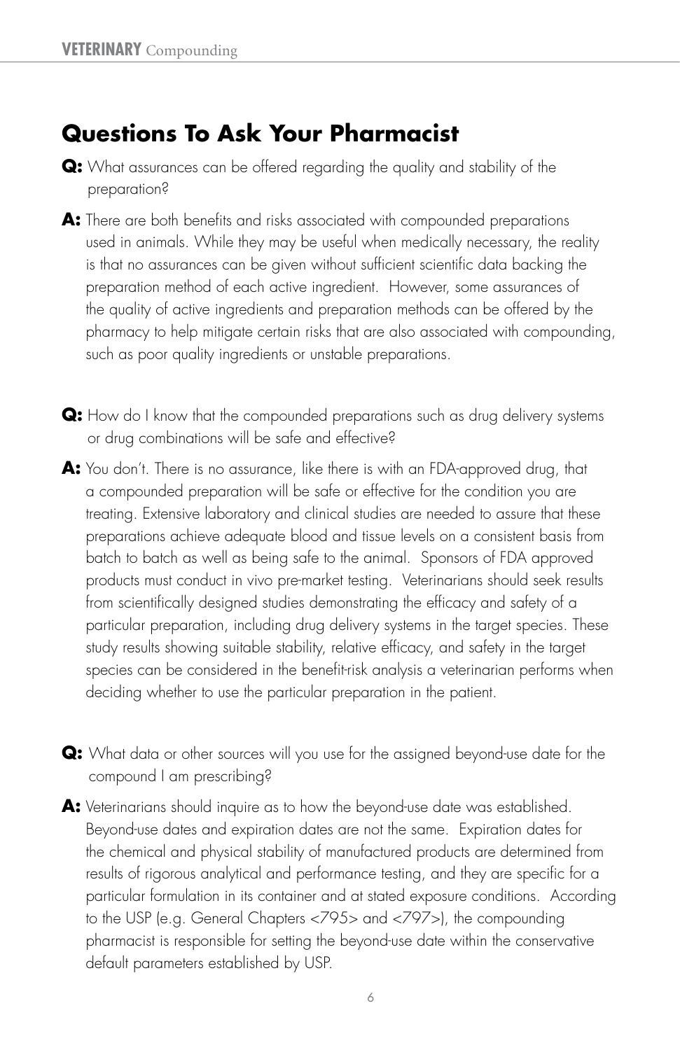## Questions To Ask Your Pharmacist

**Q:** What assurances can be offered regarding the quality and stability of the preparation?

**A:** There are both benefits and risks associated with compounded preparations used in animals. While they may be useful when medically necessary, the reality is that no assurances can be given without sufficient scientific data backing the preparation method of each active ingredient. However, some assurances of the quality of active ingredients and preparation methods can be offered by the pharmacy to help mitigate certain risks that are also associated with compounding, such as poor quality ingredients or unstable preparations.

**Q:** How do I know that the compounded preparations such as drug delivery systems or drug combinations will be safe and effective?

**A:** You don't. There is no assurance, like there is with an FDA-approved drug, that a compounded preparation will be safe or effective for the condition you are treating. Extensive laboratory and clinical studies are needed to assure that these preparations achieve adequate blood and tissue levels on a consistent basis from batch to batch as well as being safe to the animal. Sponsors of FDA approved products must conduct in vivo pre-market testing. Veterinarians should seek results from scientifically designed studies demonstrating the efficacy and safety of a particular preparation, including drug delivery systems in the target species. These study results showing suitable stability, relative efficacy, and safety in the target species can be considered in the benefit-risk analysis a veterinarian performs when deciding whether to use the particular preparation in the patient.

**Q:** What data or other sources will you use for the assigned beyond-use date for the compound I am prescribing?

**A:** Veterinarians should inquire as to how the beyond-use date was established. Beyond-use dates and expiration dates are not the same. Expiration dates for the chemical and physical stability of manufactured products are determined from results of rigorous analytical and performance testing, and they are specific for a particular formulation in its container and at stated exposure conditions. According to the USP (e.g. General Chapters <795> and <797>), the compounding pharmacist is responsible for setting the beyond-use date within the conservative default parameters established by USP.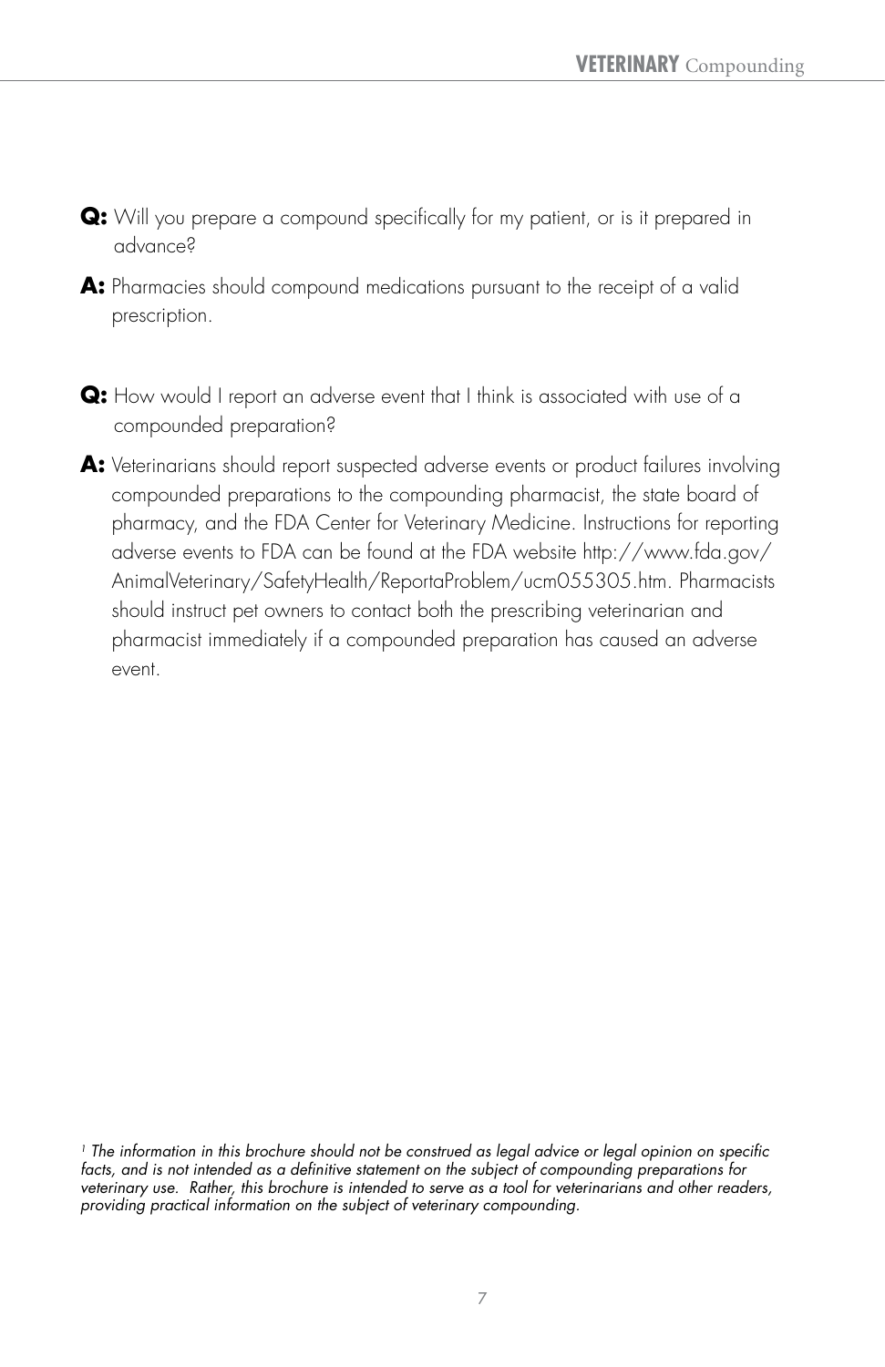**Q:** Will you prepare a compound specifically for my patient, or is it prepared in advance?

**A:** Pharmacies should compound medications pursuant to the receipt of a valid prescription.

**Q:** How would I report an adverse event that I think is associated with use of a compounded preparation?

**A:** Veterinarians should report suspected adverse events or product failures involving compounded preparations to the compounding pharmacist, the state board of pharmacy, and the FDA Center for Veterinary Medicine. Instructions for reporting adverse events to FDA can be found at the FDA website http://www.fda.gov/AnimalVeterinary/SafetyHealth/ReportaProblem/ucm055305.htm. Pharmacists should instruct pet owners to contact both the prescribing veterinarian and pharmacist immediately if a compounded preparation has caused an adverse event.

*[1] The information in this brochure should not be construed as legal advice or legal opinion on specific facts, and is not intended as a definitive statement on the subject of compounding preparations for veterinary use. Rather, this brochure is intended to serve as a tool for veterinarians and other readers, providing practical information on the subject of veterinary compounding.*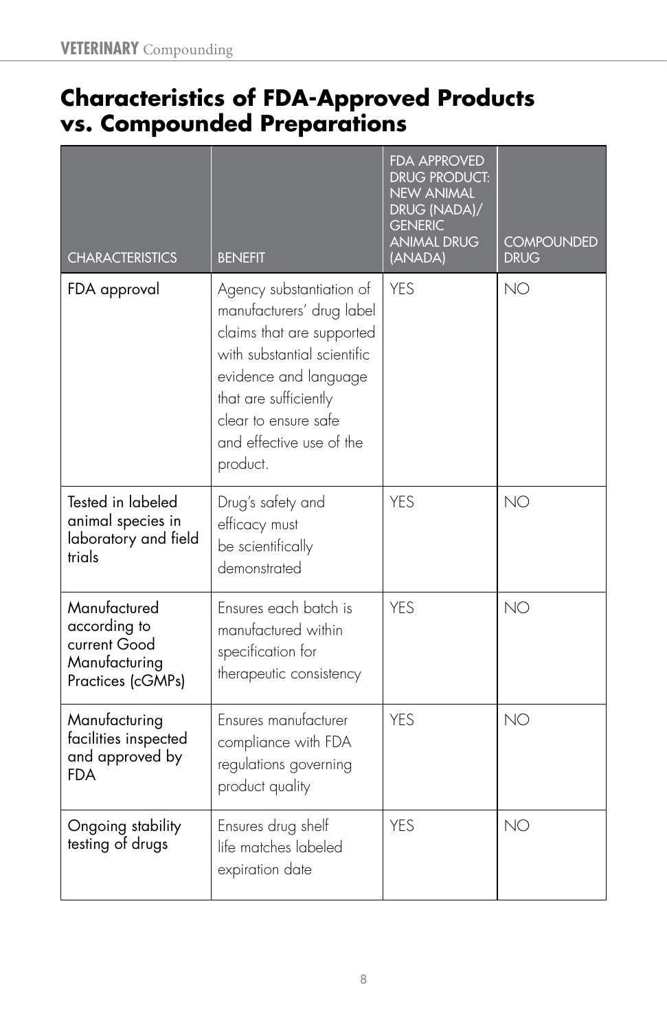## Characteristics of FDA-Approved Products vs. Compounded Preparations

| CHARACTERISTICS | BENEFIT | FDA APPROVED DRUG PRODUCT: NEW ANIMAL DRUG (NADA)/ GENERIC ANIMAL DRUG (ANADA) | COMPOUNDED DRUG |
|---|---|---|---|
| FDA approval | Agency substantiation of manufacturers' drug label claims that are supported with substantial scientific evidence and language that are sufficiently clear to ensure safe and effective use of the product. | YES | NO |
| Tested in labeled animal species in laboratory and field trials | Drug's safety and efficacy must be scientifically demonstrated | YES | NO |
| Manufactured according to current Good Manufacturing Practices (cGMPs) | Ensures each batch is manufactured within specification for therapeutic consistency | YES | NO |
| Manufacturing facilities inspected and approved by FDA | Ensures manufacturer compliance with FDA regulations governing product quality | YES | NO |
| Ongoing stability testing of drugs | Ensures drug shelf life matches labeled expiration date | YES | NO |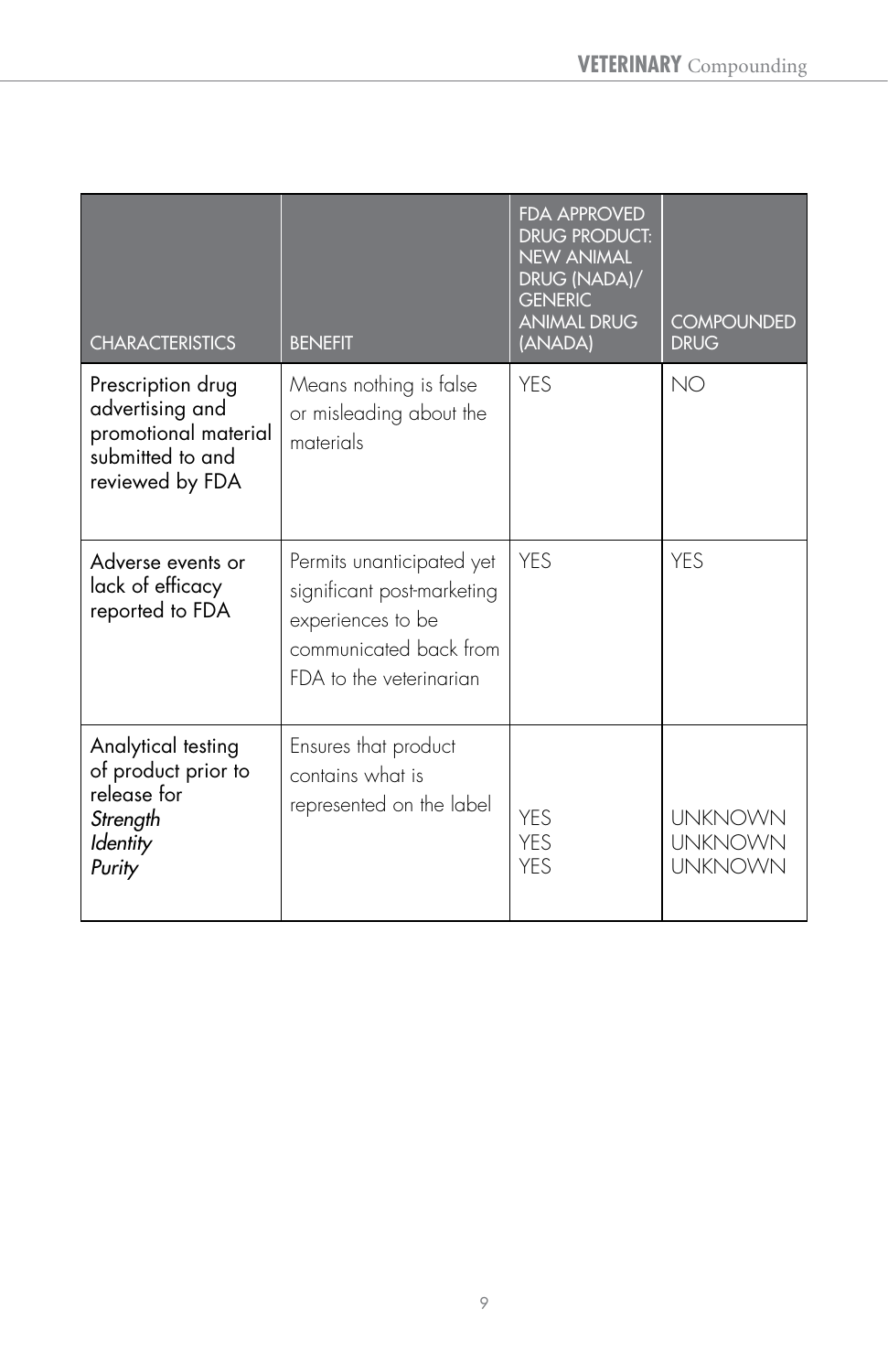| CHARACTERISTICS | BENEFIT | FDA APPROVED DRUG PRODUCT: NEW ANIMAL DRUG (NADA)/ GENERIC ANIMAL DRUG (ANADA) | COMPOUNDED DRUG |
|---|---|---|---|
| Prescription drug advertising and promotional material submitted to and reviewed by FDA | Means nothing is false or misleading about the materials | YES | NO |
| Adverse events or lack of efficacy reported to FDA | Permits unanticipated yet significant post-marketing experiences to be communicated back from FDA to the veterinarian | YES | YES |
| Analytical testing of product prior to release for<br>*Strength*<br>*Identity*<br>*Purity* | Ensures that product contains what is represented on the label | <br><br><br>YES<br>YES<br>YES | <br><br><br>UNKNOWN<br>UNKNOWN<br>UNKNOWN |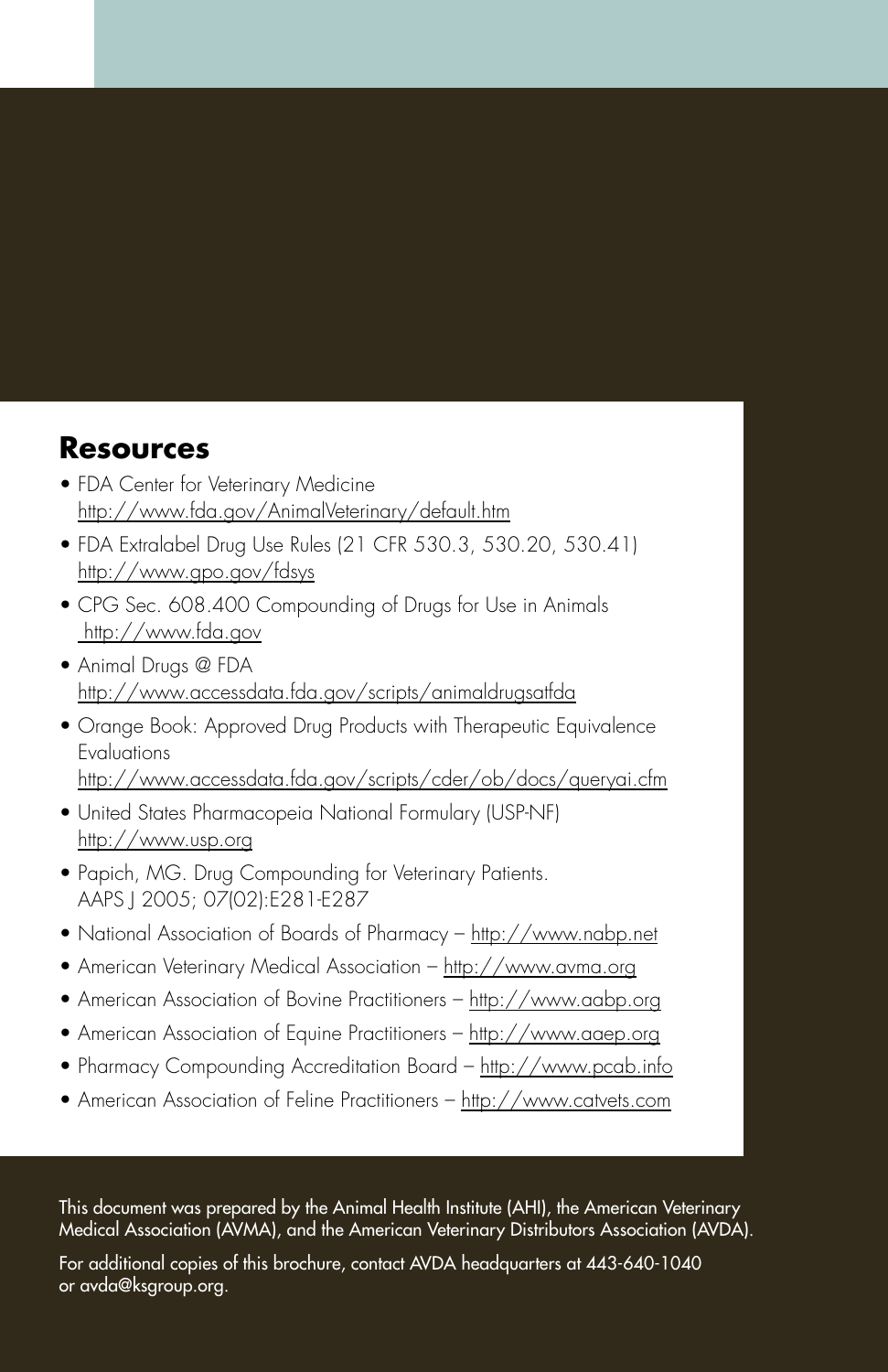## Resources

- FDA Center for Veterinary Medicine
  http://www.fda.gov/AnimalVeterinary/default.htm
- FDA Extralabel Drug Use Rules (21 CFR 530.3, 530.20, 530.41)
  http://www.gpo.gov/fdsys
- CPG Sec. 608.400 Compounding of Drugs for Use in Animals
  http://www.fda.gov
- Animal Drugs @ FDA
  http://www.accessdata.fda.gov/scripts/animaldrugsatfda
- Orange Book: Approved Drug Products with Therapeutic Equivalence Evaluations
  http://www.accessdata.fda.gov/scripts/cder/ob/docs/queryai.cfm
- United States Pharmacopeia National Formulary (USP-NF)
  http://www.usp.org
- Papich, MG. Drug Compounding for Veterinary Patients. AAPS J 2005; 07(02):E281-E287
- National Association of Boards of Pharmacy – http://www.nabp.net
- American Veterinary Medical Association – http://www.avma.org
- American Association of Bovine Practitioners – http://www.aabp.org
- American Association of Equine Practitioners – http://www.aaep.org
- Pharmacy Compounding Accreditation Board – http://www.pcab.info
- American Association of Feline Practitioners – http://www.catvets.com

This document was prepared by the Animal Health Institute (AHI), the American Veterinary Medical Association (AVMA), and the American Veterinary Distributors Association (AVDA).

For additional copies of this brochure, contact AVDA headquarters at 443-640-1040 or avda@ksgroup.org.